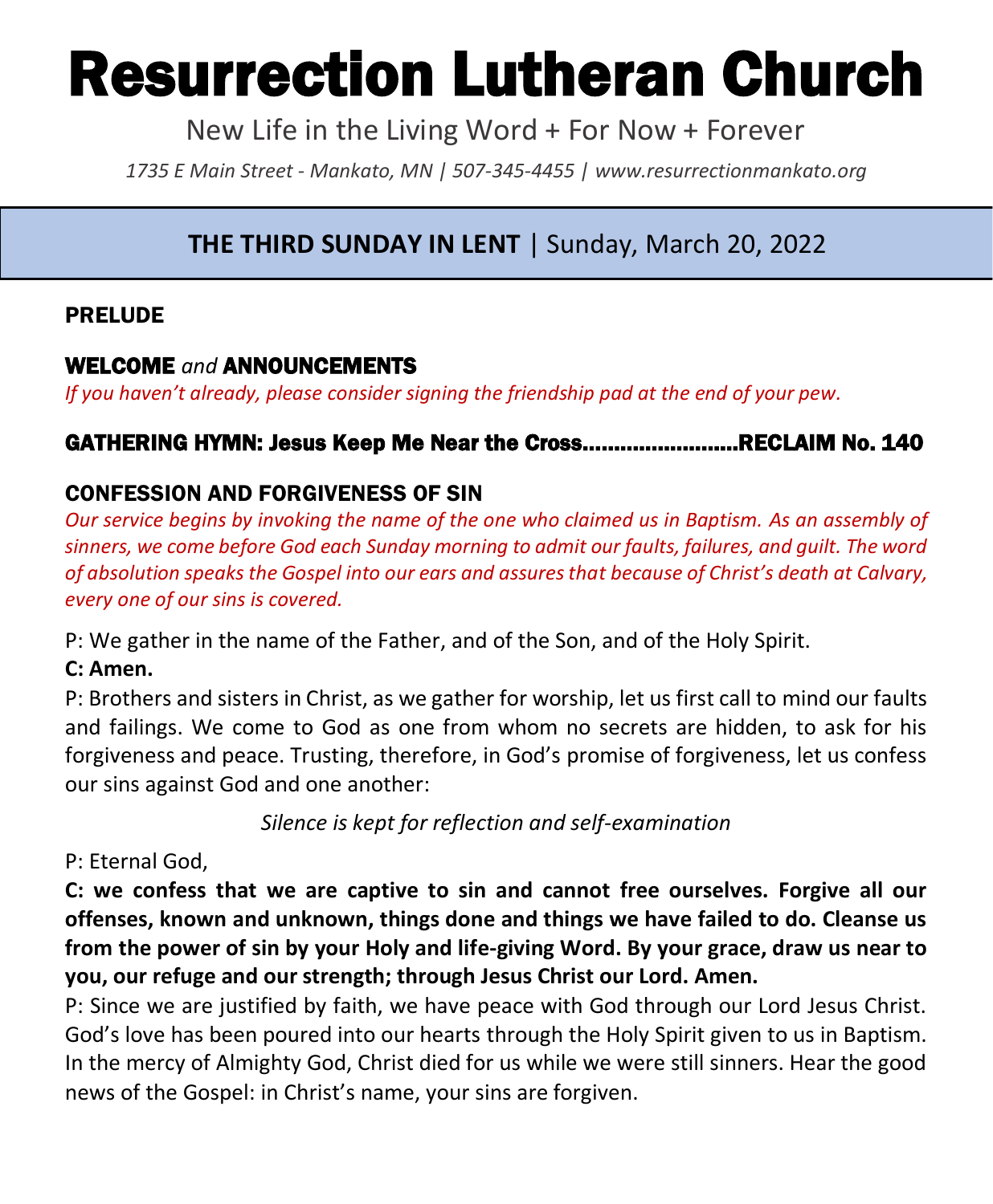# Resurrection Lutheran Church

New Life in the Living Word + For Now + Forever

*1735 E Main Street - Mankato, MN | 507-345-4455 | www.resurrectionmankato.org*

## THE THIRD SUNDAY IN LENT | Sunday, March 20, 2022

### PRELUDE

### WELCOME *and* ANNOUNCEMENTS

*If you haven't already, please consider signing the friendship pad at the end of your pew.*

### GATHERING HYMN: Jesus Keep Me Near the Cross.........................RECLAIM No. 140

### CONFESSION AND FORGIVENESS OF SIN

*Our service begins by invoking the name of the one who claimed us in Baptism. As an assembly of sinners, we come before God each Sunday morning to admit our faults, failures, and guilt. The word of absolution speaks the Gospel into our ears and assures that because of Christ's death at Calvary, every one of our sins is covered.*

P: We gather in the name of the Father, and of the Son, and of the Holy Spirit.

**C: Amen.**

P: Brothers and sisters in Christ, as we gather for worship, let us first call to mind our faults and failings. We come to God as one from whom no secrets are hidden, to ask for his forgiveness and peace. Trusting, therefore, in God's promise of forgiveness, let us confess our sins against God and one another:

*Silence is kept for reflection and self-examination*

P: Eternal God,

**C: we confess that we are captive to sin and cannot free ourselves. Forgive all our offenses, known and unknown, things done and things we have failed to do. Cleanse us from the power of sin by your Holy and life-giving Word. By your grace, draw us near to you, our refuge and our strength; through Jesus Christ our Lord. Amen.**

P: Since we are justified by faith, we have peace with God through our Lord Jesus Christ. God's love has been poured into our hearts through the Holy Spirit given to us in Baptism. In the mercy of Almighty God, Christ died for us while we were still sinners. Hear the good news of the Gospel: in Christ's name, your sins are forgiven.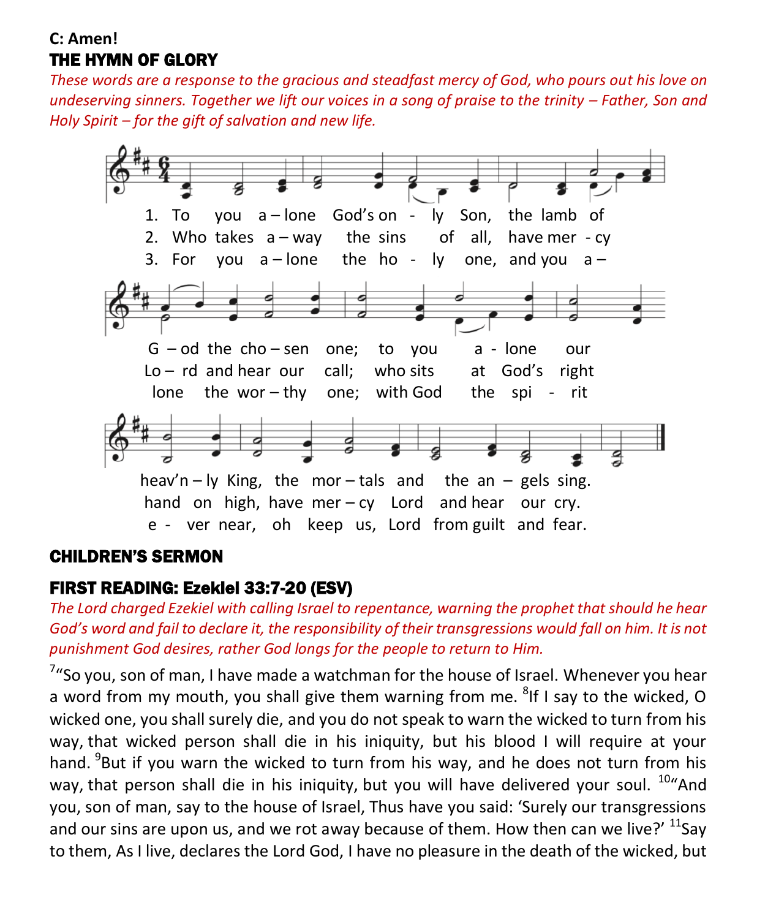**C: Amen!**

## THE HYMN OF GLORY

*These words are a response to the gracious and steadfast mercy of God, who pours out his love on undeserving sinners. Together we lift our voices in a song of praise to the trinity – Father, Son and Holy Spirit – for the gift of salvation and new life.*

1. To you a – lone God's on - ly Son, the lamb of G – od the cho – sen one; to you a - lone our heav'n – ly King, the mor – tals and the an – gels sing.
2. Who takes a – way the sins of all, have mer - cy Lo – rd and hear our call; who sits at God's right hand on high, have mer – cy Lord and hear our cry.
3. For you a – lone the ho - ly one, and you a – lone the wor – thy one; with God the spi - rit e - ver near, oh keep us, Lord from guilt and fear.

## CHILDREN'S SERMON

## FIRST READING: Ezekiel 33:7-20 (ESV)

*The Lord charged Ezekiel with calling Israel to repentance, warning the prophet that should he hear God's word and fail to declare it, the responsibility of their transgressions would fall on him. It is not punishment God desires, rather God longs for the people to return to Him.*

[7]"So you, son of man, I have made a watchman for the house of Israel. Whenever you hear a word from my mouth, you shall give them warning from me. [8]If I say to the wicked, O wicked one, you shall surely die, and you do not speak to warn the wicked to turn from his way, that wicked person shall die in his iniquity, but his blood I will require at your hand. [9]But if you warn the wicked to turn from his way, and he does not turn from his way, that person shall die in his iniquity, but you will have delivered your soul. [10]"And you, son of man, say to the house of Israel, Thus have you said: 'Surely our transgressions and our sins are upon us, and we rot away because of them. How then can we live?' [11]Say to them, As I live, declares the Lord God, I have no pleasure in the death of the wicked, but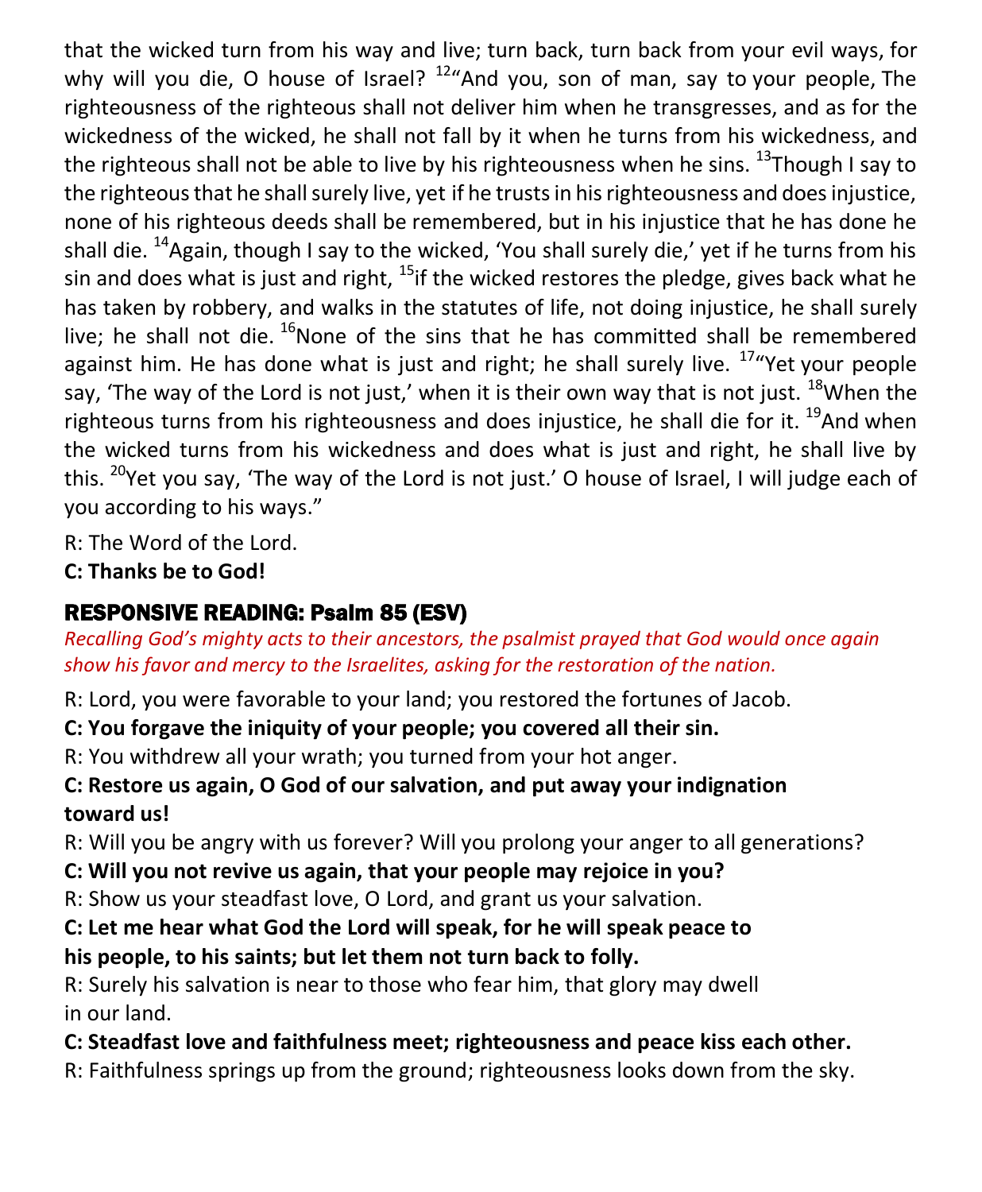that the wicked turn from his way and live; turn back, turn back from your evil ways, for why will you die, O house of Israel? [12]"And you, son of man, say to your people, The righteousness of the righteous shall not deliver him when he transgresses, and as for the wickedness of the wicked, he shall not fall by it when he turns from his wickedness, and the righteous shall not be able to live by his righteousness when he sins. [13]Though I say to the righteous that he shall surely live, yet if he trusts in his righteousness and does injustice, none of his righteous deeds shall be remembered, but in his injustice that he has done he shall die. [14]Again, though I say to the wicked, 'You shall surely die,' yet if he turns from his sin and does what is just and right, [15]if the wicked restores the pledge, gives back what he has taken by robbery, and walks in the statutes of life, not doing injustice, he shall surely live; he shall not die. [16]None of the sins that he has committed shall be remembered against him. He has done what is just and right; he shall surely live. [17]"Yet your people say, 'The way of the Lord is not just,' when it is their own way that is not just. [18]When the righteous turns from his righteousness and does injustice, he shall die for it. [19]And when the wicked turns from his wickedness and does what is just and right, he shall live by this. [20]Yet you say, 'The way of the Lord is not just.' O house of Israel, I will judge each of you according to his ways."

R: The Word of the Lord.

**C: Thanks be to God!**

## RESPONSIVE READING: Psalm 85 (ESV)

*Recalling God's mighty acts to their ancestors, the psalmist prayed that God would once again show his favor and mercy to the Israelites, asking for the restoration of the nation.*

R: Lord, you were favorable to your land; you restored the fortunes of Jacob.

**C: You forgave the iniquity of your people; you covered all their sin.**

R: You withdrew all your wrath; you turned from your hot anger.

**C: Restore us again, O God of our salvation, and put away your indignation toward us!**

R: Will you be angry with us forever? Will you prolong your anger to all generations?

**C: Will you not revive us again, that your people may rejoice in you?**

R: Show us your steadfast love, O Lord, and grant us your salvation.

**C: Let me hear what God the Lord will speak, for he will speak peace to his people, to his saints; but let them not turn back to folly.**

R: Surely his salvation is near to those who fear him, that glory may dwell in our land.

**C: Steadfast love and faithfulness meet; righteousness and peace kiss each other.**

R: Faithfulness springs up from the ground; righteousness looks down from the sky.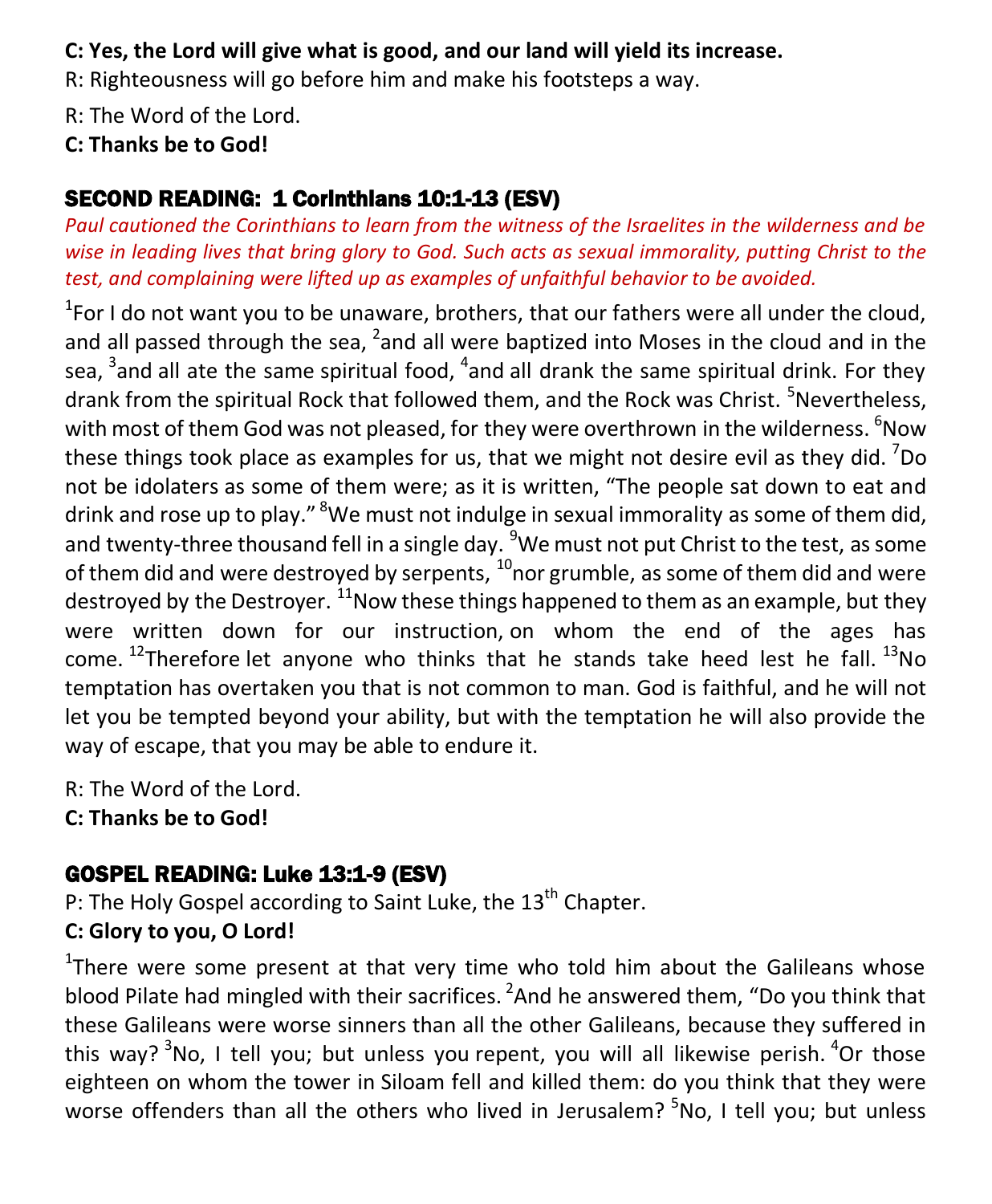**C: Yes, the Lord will give what is good, and our land will yield its increase.**

R: Righteousness will go before him and make his footsteps a way.

R: The Word of the Lord.

**C: Thanks be to God!**

## SECOND READING: 1 Corinthians 10:1-13 (ESV)

*Paul cautioned the Corinthians to learn from the witness of the Israelites in the wilderness and be wise in leading lives that bring glory to God. Such acts as sexual immorality, putting Christ to the test, and complaining were lifted up as examples of unfaithful behavior to be avoided.*

[1]For I do not want you to be unaware, brothers, that our fathers were all under the cloud, and all passed through the sea, [2]and all were baptized into Moses in the cloud and in the sea, [3]and all ate the same spiritual food, [4]and all drank the same spiritual drink. For they drank from the spiritual Rock that followed them, and the Rock was Christ. [5]Nevertheless, with most of them God was not pleased, for they were overthrown in the wilderness. [6]Now these things took place as examples for us, that we might not desire evil as they did. [7]Do not be idolaters as some of them were; as it is written, "The people sat down to eat and drink and rose up to play." [8]We must not indulge in sexual immorality as some of them did, and twenty-three thousand fell in a single day. [9]We must not put Christ to the test, as some of them did and were destroyed by serpents, [10]nor grumble, as some of them did and were destroyed by the Destroyer. [11]Now these things happened to them as an example, but they were written down for our instruction, on whom the end of the ages has come. [12]Therefore let anyone who thinks that he stands take heed lest he fall. [13]No temptation has overtaken you that is not common to man. God is faithful, and he will not let you be tempted beyond your ability, but with the temptation he will also provide the way of escape, that you may be able to endure it.

R: The Word of the Lord.

**C: Thanks be to God!**

## GOSPEL READING: Luke 13:1-9 (ESV)

P: The Holy Gospel according to Saint Luke, the 13th Chapter.

**C: Glory to you, O Lord!**

[1]There were some present at that very time who told him about the Galileans whose blood Pilate had mingled with their sacrifices. [2]And he answered them, "Do you think that these Galileans were worse sinners than all the other Galileans, because they suffered in this way? [3]No, I tell you; but unless you repent, you will all likewise perish. [4]Or those eighteen on whom the tower in Siloam fell and killed them: do you think that they were worse offenders than all the others who lived in Jerusalem? [5]No, I tell you; but unless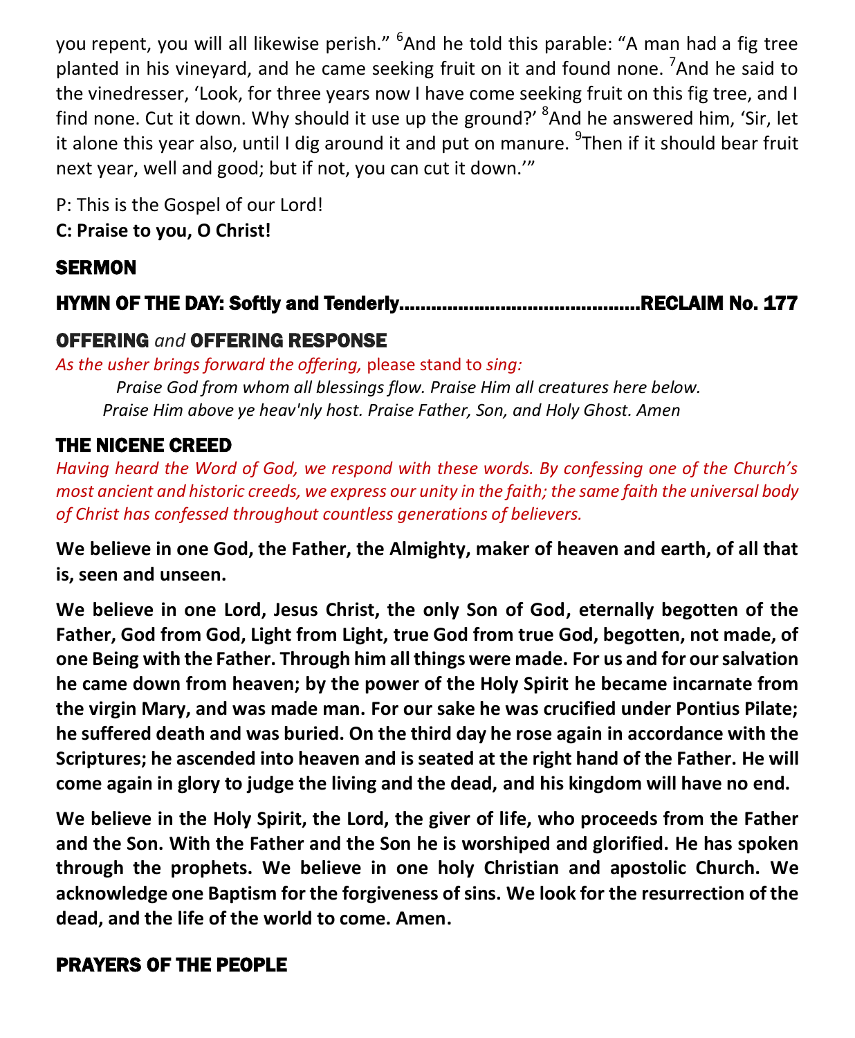you repent, you will all likewise perish." [6]And he told this parable: "A man had a fig tree planted in his vineyard, and he came seeking fruit on it and found none. [7]And he said to the vinedresser, 'Look, for three years now I have come seeking fruit on this fig tree, and I find none. Cut it down. Why should it use up the ground?' [8]And he answered him, 'Sir, let it alone this year also, until I dig around it and put on manure. [9]Then if it should bear fruit next year, well and good; but if not, you can cut it down.'"

P: This is the Gospel of our Lord!
**C: Praise to you, O Christ!**

## SERMON

## HYMN OF THE DAY: Softly and Tenderly..........................................RECLAIM No. 177

## OFFERING *and* OFFERING RESPONSE

*As the usher brings forward the offering,* please stand to *sing:*

*Praise God from whom all blessings flow. Praise Him all creatures here below.*
*Praise Him above ye heav'nly host. Praise Father, Son, and Holy Ghost. Amen*

## THE NICENE CREED

*Having heard the Word of God, we respond with these words. By confessing one of the Church's most ancient and historic creeds, we express our unity in the faith; the same faith the universal body of Christ has confessed throughout countless generations of believers.*

**We believe in one God, the Father, the Almighty, maker of heaven and earth, of all that is, seen and unseen.**

**We believe in one Lord, Jesus Christ, the only Son of God, eternally begotten of the Father, God from God, Light from Light, true God from true God, begotten, not made, of one Being with the Father. Through him all things were made. For us and for our salvation he came down from heaven; by the power of the Holy Spirit he became incarnate from the virgin Mary, and was made man. For our sake he was crucified under Pontius Pilate; he suffered death and was buried. On the third day he rose again in accordance with the Scriptures; he ascended into heaven and is seated at the right hand of the Father. He will come again in glory to judge the living and the dead, and his kingdom will have no end.**

**We believe in the Holy Spirit, the Lord, the giver of life, who proceeds from the Father and the Son. With the Father and the Son he is worshiped and glorified. He has spoken through the prophets. We believe in one holy Christian and apostolic Church. We acknowledge one Baptism for the forgiveness of sins. We look for the resurrection of the dead, and the life of the world to come. Amen.**

## PRAYERS OF THE PEOPLE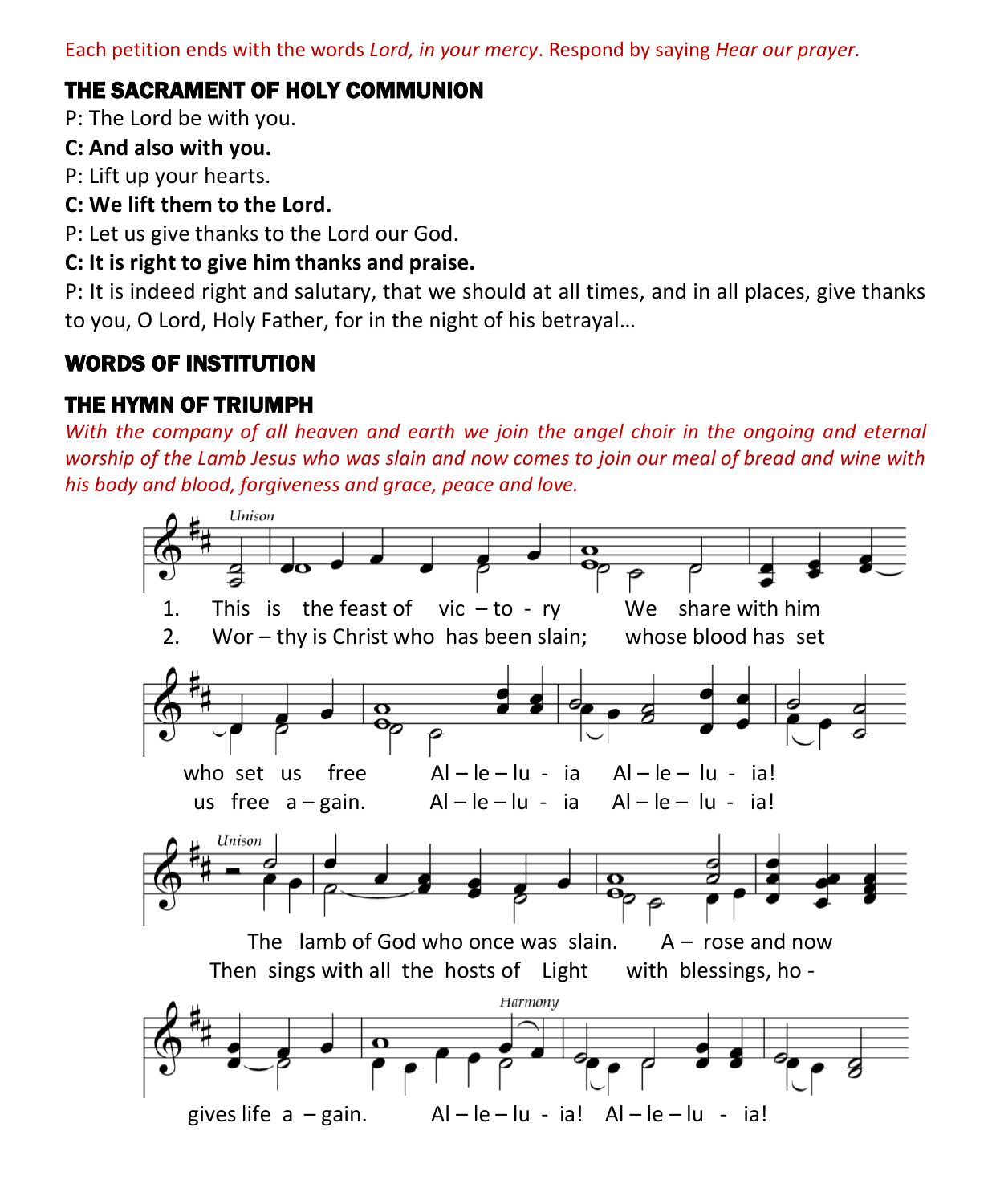Each petition ends with the words *Lord, in your mercy*. Respond by saying *Hear our prayer.*

## THE SACRAMENT OF HOLY COMMUNION

P: The Lord be with you.

**C: And also with you.**

P: Lift up your hearts.

**C: We lift them to the Lord.**

P: Let us give thanks to the Lord our God.

**C: It is right to give him thanks and praise.**

P: It is indeed right and salutary, that we should at all times, and in all places, give thanks to you, O Lord, Holy Father, for in the night of his betrayal…

## WORDS OF INSTITUTION

## THE HYMN OF TRIUMPH

*With the company of all heaven and earth we join the angel choir in the ongoing and eternal worship of the Lamb Jesus who was slain and now comes to join our meal of bread and wine with his body and blood, forgiveness and grace, peace and love.*

Unison

1. This is the feast of vic – to - ry We share with him who set us free Al – le – lu - ia Al – le – lu - ia!
2. Wor – thy is Christ who has been slain; whose blood has set us free a – gain. Al – le – lu - ia Al – le – lu - ia!

Unison

The lamb of God who once was slain. A – rose and now gives life a – gain.
Then sings with all the hosts of Light with blessings, ho -

Harmony

Al – le – lu - ia! Al – le – lu - ia!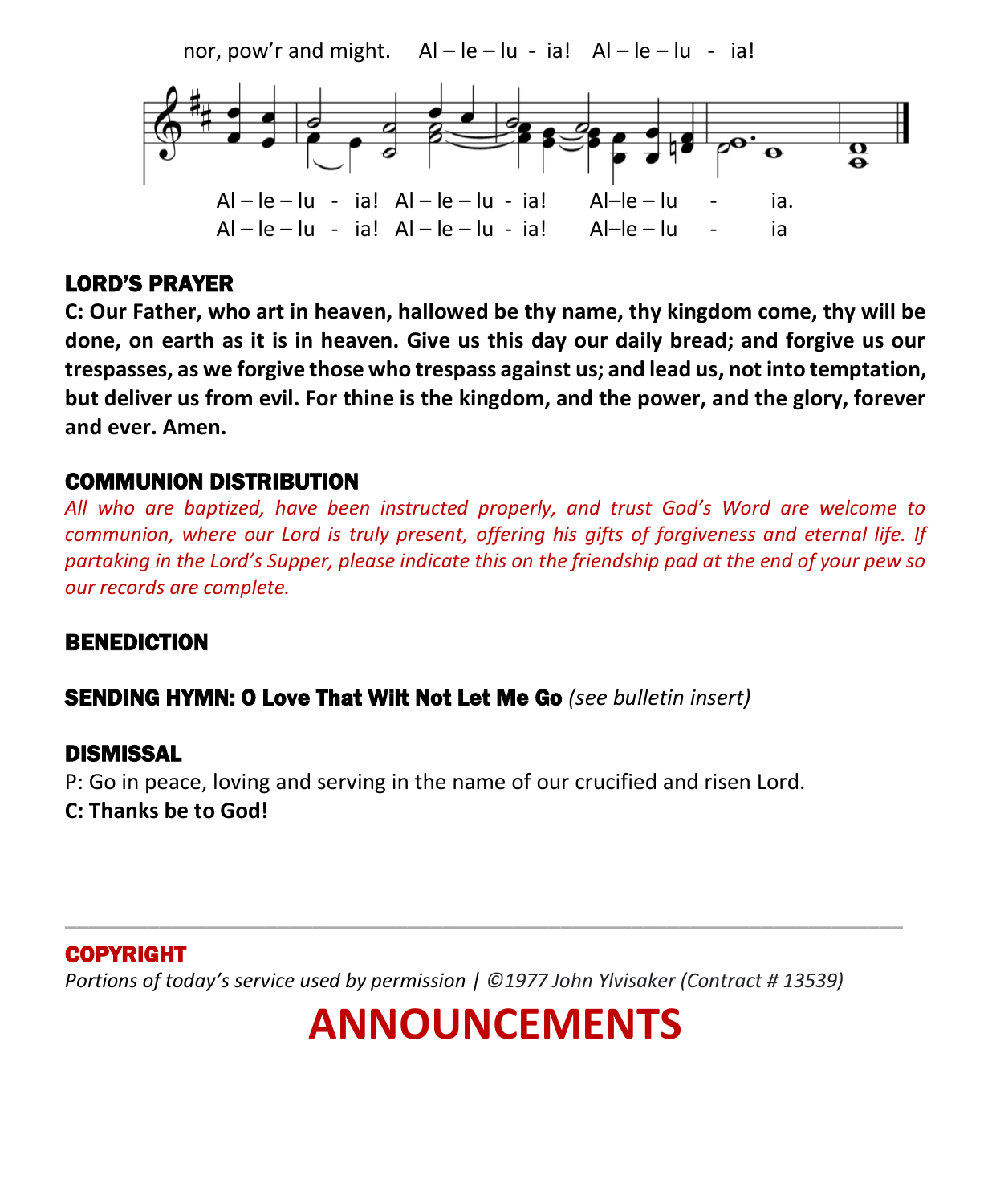nor, pow'r and might. Al – le – lu - ia! Al – le – lu - ia!

Al – le – lu - ia! Al – le – lu - ia! Al–le – lu - ia.
Al – le – lu - ia! Al – le – lu - ia! Al–le – lu - ia

## LORD'S PRAYER

**C: Our Father, who art in heaven, hallowed be thy name, thy kingdom come, thy will be done, on earth as it is in heaven. Give us this day our daily bread; and forgive us our trespasses, as we forgive those who trespass against us; and lead us, not into temptation, but deliver us from evil. For thine is the kingdom, and the power, and the glory, forever and ever. Amen.**

## COMMUNION DISTRIBUTION

*All who are baptized, have been instructed properly, and trust God's Word are welcome to communion, where our Lord is truly present, offering his gifts of forgiveness and eternal life. If partaking in the Lord's Supper, please indicate this on the friendship pad at the end of your pew so our records are complete.*

## BENEDICTION

## SENDING HYMN: O Love That Wilt Not Let Me Go *(see bulletin insert)*

## DISMISSAL

P: Go in peace, loving and serving in the name of our crucified and risen Lord.

**C: Thanks be to God!**

---

## COPYRIGHT

*Portions of today's service used by permission | ©1977 John Ylvisaker (Contract # 13539)*

# ANNOUNCEMENTS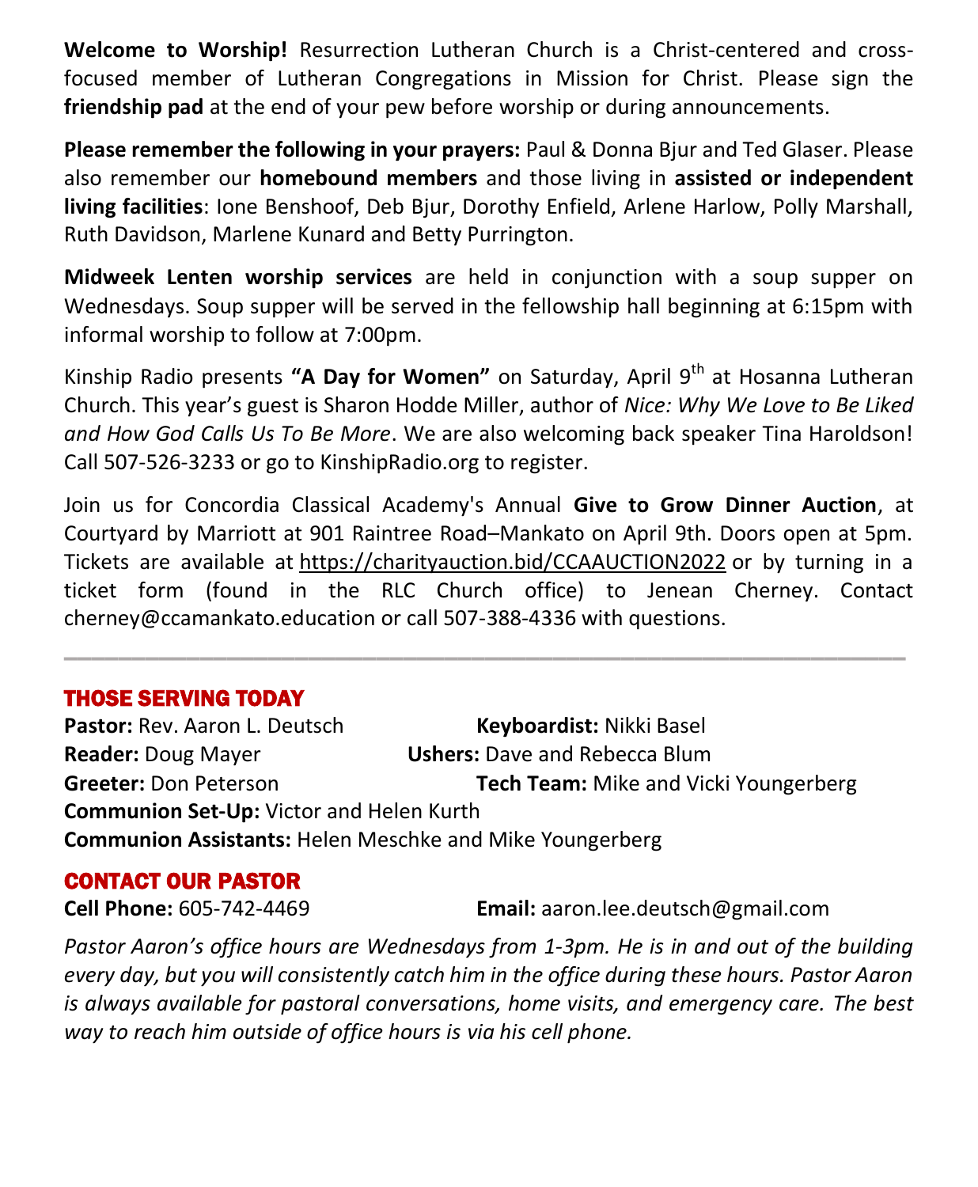**Welcome to Worship!** Resurrection Lutheran Church is a Christ-centered and cross-focused member of Lutheran Congregations in Mission for Christ. Please sign the **friendship pad** at the end of your pew before worship or during announcements.

**Please remember the following in your prayers:** Paul & Donna Bjur and Ted Glaser. Please also remember our **homebound members** and those living in **assisted or independent living facilities**: Ione Benshoof, Deb Bjur, Dorothy Enfield, Arlene Harlow, Polly Marshall, Ruth Davidson, Marlene Kunard and Betty Purrington.

**Midweek Lenten worship services** are held in conjunction with a soup supper on Wednesdays. Soup supper will be served in the fellowship hall beginning at 6:15pm with informal worship to follow at 7:00pm.

Kinship Radio presents **"A Day for Women"** on Saturday, April 9th at Hosanna Lutheran Church. This year's guest is Sharon Hodde Miller, author of *Nice: Why We Love to Be Liked and How God Calls Us To Be More*. We are also welcoming back speaker Tina Haroldson! Call 507-526-3233 or go to KinshipRadio.org to register.

Join us for Concordia Classical Academy's Annual **Give to Grow Dinner Auction**, at Courtyard by Marriott at 901 Raintree Road–Mankato on April 9th. Doors open at 5pm. Tickets are available at https://charityauction.bid/CCAAUCTION2022 or by turning in a ticket form (found in the RLC Church office) to Jenean Cherney. Contact cherney@ccamankato.education or call 507-388-4336 with questions.

---

## THOSE SERVING TODAY

**Pastor:** Rev. Aaron L. Deutsch
**Keyboardist:** Nikki Basel
**Reader:** Doug Mayer
**Ushers:** Dave and Rebecca Blum
**Greeter:** Don Peterson
**Tech Team:** Mike and Vicki Youngerberg
**Communion Set-Up:** Victor and Helen Kurth
**Communion Assistants:** Helen Meschke and Mike Youngerberg

## CONTACT OUR PASTOR

**Cell Phone:** 605-742-4469
**Email:** aaron.lee.deutsch@gmail.com

*Pastor Aaron's office hours are Wednesdays from 1-3pm. He is in and out of the building every day, but you will consistently catch him in the office during these hours. Pastor Aaron is always available for pastoral conversations, home visits, and emergency care. The best way to reach him outside of office hours is via his cell phone.*